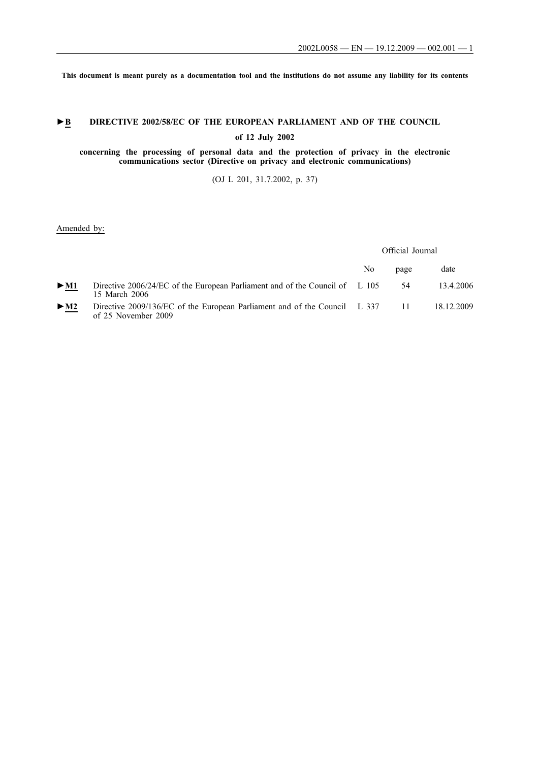This document is meant purely as a documentation tool and the institutions do not assume any liability for its contents

# ►B DIRECTIVE 2002/58/EC OF THE EUROPEAN PARLIAMENT AND OF THE COUNCIL

## of 12 July 2002

### concerning the processing of personal data and the protection of privacy in the electronic communications sector (Directive on privacy and electronic communications)

(OJ L 201, 31.7.2002, p. 37)

Amended by:

| | | Official Journal | | |
|---|---|---|---|---|
| | | No | page | date |
| ►M1 | Directive 2006/24/EC of the European Parliament and of the Council of 15 March 2006 | L 105 | 54 | 13.4.2006 |
| ►M2 | Directive 2009/136/EC of the European Parliament and of the Council of 25 November 2009 | L 337 | 11 | 18.12.2009 |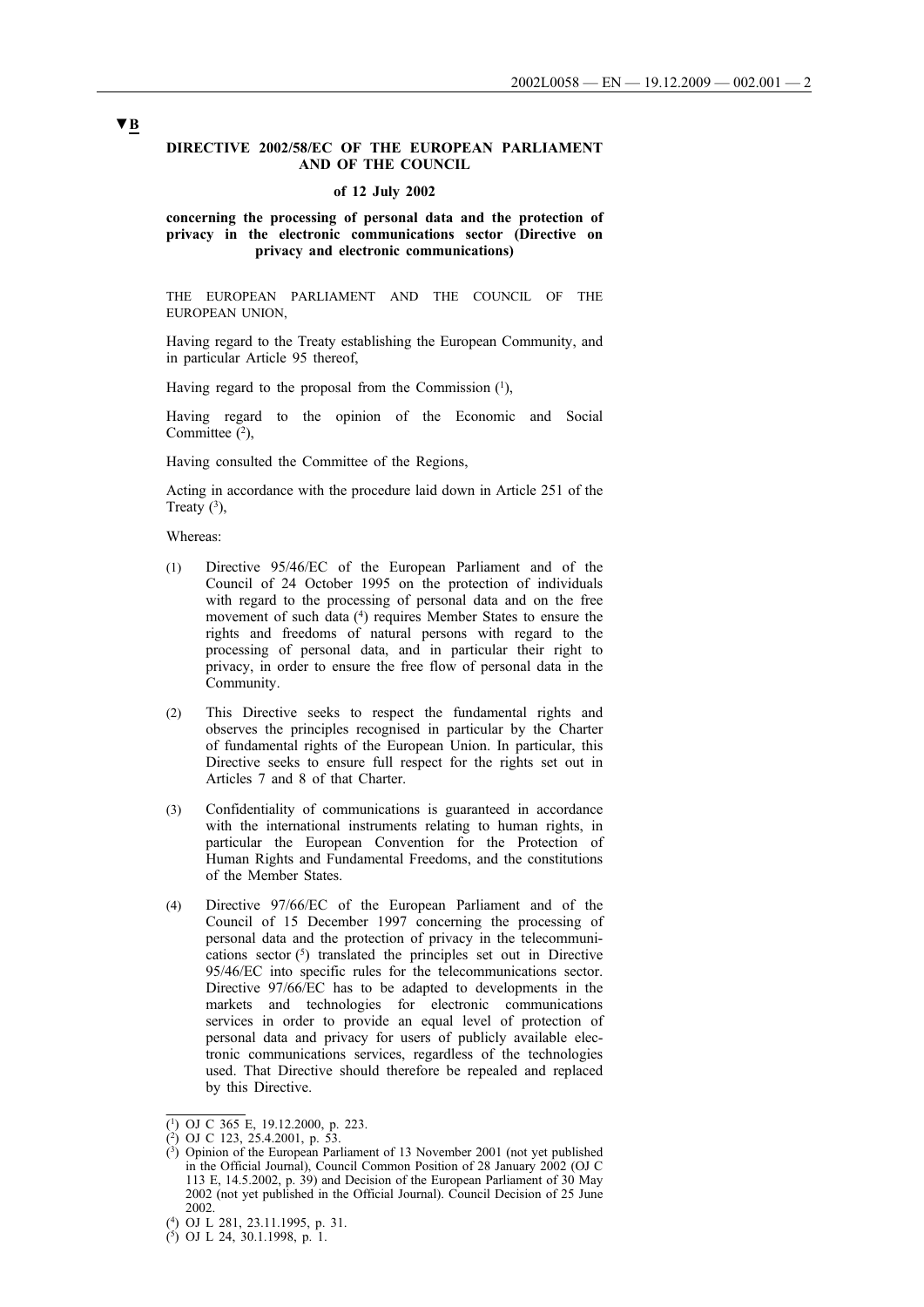**▼B**

**DIRECTIVE 2002/58/EC OF THE EUROPEAN PARLIAMENT AND OF THE COUNCIL**

**of 12 July 2002**

**concerning the processing of personal data and the protection of privacy in the electronic communications sector (Directive on privacy and electronic communications)**

THE EUROPEAN PARLIAMENT AND THE COUNCIL OF THE EUROPEAN UNION,

Having regard to the Treaty establishing the European Community, and in particular Article 95 thereof,

Having regard to the proposal from the Commission [1],

Having regard to the opinion of the Economic and Social Committee [2],

Having consulted the Committee of the Regions,

Acting in accordance with the procedure laid down in Article 251 of the Treaty [3],

Whereas:

(1) Directive 95/46/EC of the European Parliament and of the Council of 24 October 1995 on the protection of individuals with regard to the processing of personal data and on the free movement of such data [4] requires Member States to ensure the rights and freedoms of natural persons with regard to the processing of personal data, and in particular their right to privacy, in order to ensure the free flow of personal data in the Community.

(2) This Directive seeks to respect the fundamental rights and observes the principles recognised in particular by the Charter of fundamental rights of the European Union. In particular, this Directive seeks to ensure full respect for the rights set out in Articles 7 and 8 of that Charter.

(3) Confidentiality of communications is guaranteed in accordance with the international instruments relating to human rights, in particular the European Convention for the Protection of Human Rights and Fundamental Freedoms, and the constitutions of the Member States.

(4) Directive 97/66/EC of the European Parliament and of the Council of 15 December 1997 concerning the processing of personal data and the protection of privacy in the telecommunications sector [5] translated the principles set out in Directive 95/46/EC into specific rules for the telecommunications sector. Directive 97/66/EC has to be adapted to developments in the markets and technologies for electronic communications services in order to provide an equal level of protection of personal data and privacy for users of publicly available electronic communications services, regardless of the technologies used. That Directive should therefore be repealed and replaced by this Directive.

---

[1] OJ C 365 E, 19.12.2000, p. 223.

[2] OJ C 123, 25.4.2001, p. 53.

[3] Opinion of the European Parliament of 13 November 2001 (not yet published in the Official Journal), Council Common Position of 28 January 2002 (OJ C 113 E, 14.5.2002, p. 39) and Decision of the European Parliament of 30 May 2002 (not yet published in the Official Journal). Council Decision of 25 June 2002.

[4] OJ L 281, 23.11.1995, p. 31.

[5] OJ L 24, 30.1.1998, p. 1.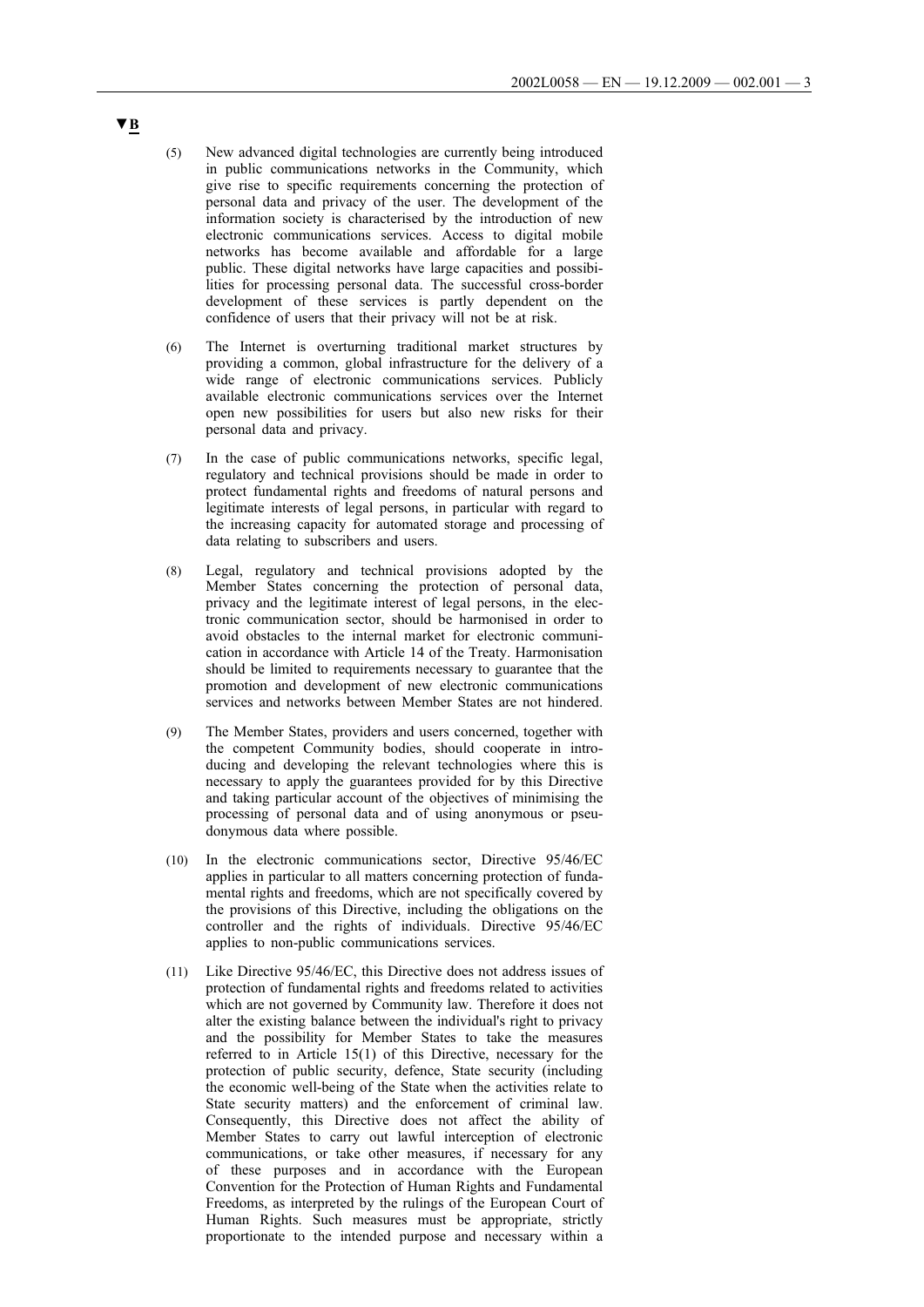▼B

(5) New advanced digital technologies are currently being introduced in public communications networks in the Community, which give rise to specific requirements concerning the protection of personal data and privacy of the user. The development of the information society is characterised by the introduction of new electronic communications services. Access to digital mobile networks has become available and affordable for a large public. These digital networks have large capacities and possibilities for processing personal data. The successful cross-border development of these services is partly dependent on the confidence of users that their privacy will not be at risk.

(6) The Internet is overturning traditional market structures by providing a common, global infrastructure for the delivery of a wide range of electronic communications services. Publicly available electronic communications services over the Internet open new possibilities for users but also new risks for their personal data and privacy.

(7) In the case of public communications networks, specific legal, regulatory and technical provisions should be made in order to protect fundamental rights and freedoms of natural persons and legitimate interests of legal persons, in particular with regard to the increasing capacity for automated storage and processing of data relating to subscribers and users.

(8) Legal, regulatory and technical provisions adopted by the Member States concerning the protection of personal data, privacy and the legitimate interest of legal persons, in the electronic communication sector, should be harmonised in order to avoid obstacles to the internal market for electronic communication in accordance with Article 14 of the Treaty. Harmonisation should be limited to requirements necessary to guarantee that the promotion and development of new electronic communications services and networks between Member States are not hindered.

(9) The Member States, providers and users concerned, together with the competent Community bodies, should cooperate in introducing and developing the relevant technologies where this is necessary to apply the guarantees provided for by this Directive and taking particular account of the objectives of minimising the processing of personal data and of using anonymous or pseudonymous data where possible.

(10) In the electronic communications sector, Directive 95/46/EC applies in particular to all matters concerning protection of fundamental rights and freedoms, which are not specifically covered by the provisions of this Directive, including the obligations on the controller and the rights of individuals. Directive 95/46/EC applies to non-public communications services.

(11) Like Directive 95/46/EC, this Directive does not address issues of protection of fundamental rights and freedoms related to activities which are not governed by Community law. Therefore it does not alter the existing balance between the individual's right to privacy and the possibility for Member States to take the measures referred to in Article 15(1) of this Directive, necessary for the protection of public security, defence, State security (including the economic well-being of the State when the activities relate to State security matters) and the enforcement of criminal law. Consequently, this Directive does not affect the ability of Member States to carry out lawful interception of electronic communications, or take other measures, if necessary for any of these purposes and in accordance with the European Convention for the Protection of Human Rights and Fundamental Freedoms, as interpreted by the rulings of the European Court of Human Rights. Such measures must be appropriate, strictly proportionate to the intended purpose and necessary within a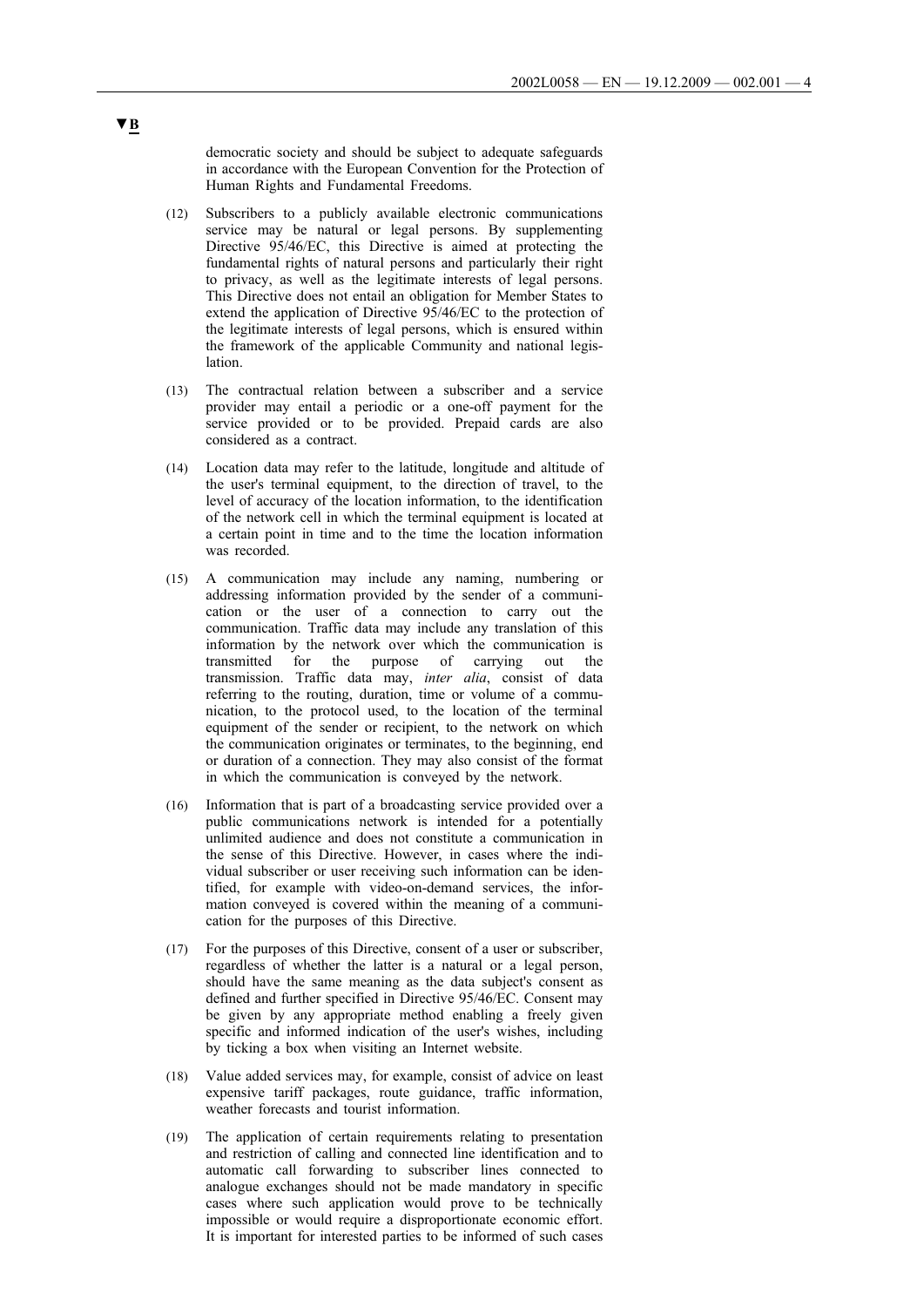**▼B**

democratic society and should be subject to adequate safeguards in accordance with the European Convention for the Protection of Human Rights and Fundamental Freedoms.

(12) Subscribers to a publicly available electronic communications service may be natural or legal persons. By supplementing Directive 95/46/EC, this Directive is aimed at protecting the fundamental rights of natural persons and particularly their right to privacy, as well as the legitimate interests of legal persons. This Directive does not entail an obligation for Member States to extend the application of Directive 95/46/EC to the protection of the legitimate interests of legal persons, which is ensured within the framework of the applicable Community and national legislation.

(13) The contractual relation between a subscriber and a service provider may entail a periodic or a one-off payment for the service provided or to be provided. Prepaid cards are also considered as a contract.

(14) Location data may refer to the latitude, longitude and altitude of the user's terminal equipment, to the direction of travel, to the level of accuracy of the location information, to the identification of the network cell in which the terminal equipment is located at a certain point in time and to the time the location information was recorded.

(15) A communication may include any naming, numbering or addressing information provided by the sender of a communication or the user of a connection to carry out the communication. Traffic data may include any translation of this information by the network over which the communication is transmitted for the purpose of carrying out the transmission. Traffic data may, *inter alia*, consist of data referring to the routing, duration, time or volume of a communication, to the protocol used, to the location of the terminal equipment of the sender or recipient, to the network on which the communication originates or terminates, to the beginning, end or duration of a connection. They may also consist of the format in which the communication is conveyed by the network.

(16) Information that is part of a broadcasting service provided over a public communications network is intended for a potentially unlimited audience and does not constitute a communication in the sense of this Directive. However, in cases where the individual subscriber or user receiving such information can be identified, for example with video-on-demand services, the information conveyed is covered within the meaning of a communication for the purposes of this Directive.

(17) For the purposes of this Directive, consent of a user or subscriber, regardless of whether the latter is a natural or a legal person, should have the same meaning as the data subject's consent as defined and further specified in Directive 95/46/EC. Consent may be given by any appropriate method enabling a freely given specific and informed indication of the user's wishes, including by ticking a box when visiting an Internet website.

(18) Value added services may, for example, consist of advice on least expensive tariff packages, route guidance, traffic information, weather forecasts and tourist information.

(19) The application of certain requirements relating to presentation and restriction of calling and connected line identification and to automatic call forwarding to subscriber lines connected to analogue exchanges should not be made mandatory in specific cases where such application would prove to be technically impossible or would require a disproportionate economic effort. It is important for interested parties to be informed of such cases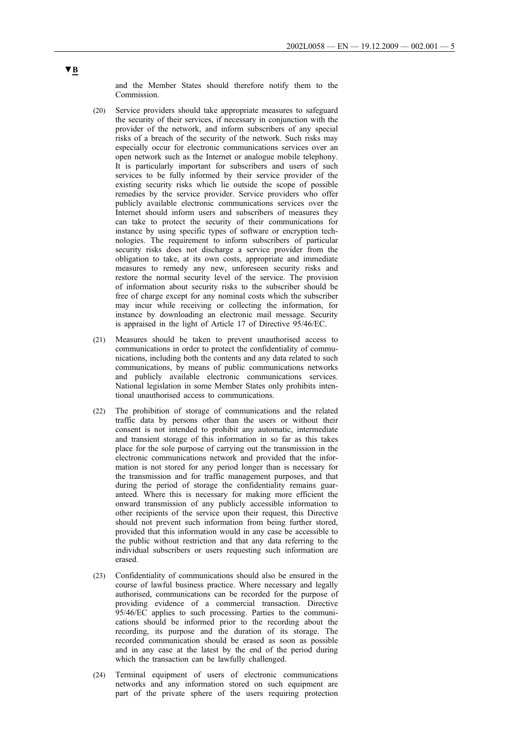▼B

and the Member States should therefore notify them to the Commission.

(20) Service providers should take appropriate measures to safeguard the security of their services, if necessary in conjunction with the provider of the network, and inform subscribers of any special risks of a breach of the security of the network. Such risks may especially occur for electronic communications services over an open network such as the Internet or analogue mobile telephony. It is particularly important for subscribers and users of such services to be fully informed by their service provider of the existing security risks which lie outside the scope of possible remedies by the service provider. Service providers who offer publicly available electronic communications services over the Internet should inform users and subscribers of measures they can take to protect the security of their communications for instance by using specific types of software or encryption technologies. The requirement to inform subscribers of particular security risks does not discharge a service provider from the obligation to take, at its own costs, appropriate and immediate measures to remedy any new, unforeseen security risks and restore the normal security level of the service. The provision of information about security risks to the subscriber should be free of charge except for any nominal costs which the subscriber may incur while receiving or collecting the information, for instance by downloading an electronic mail message. Security is appraised in the light of Article 17 of Directive 95/46/EC.

(21) Measures should be taken to prevent unauthorised access to communications in order to protect the confidentiality of communications, including both the contents and any data related to such communications, by means of public communications networks and publicly available electronic communications services. National legislation in some Member States only prohibits intentional unauthorised access to communications.

(22) The prohibition of storage of communications and the related traffic data by persons other than the users or without their consent is not intended to prohibit any automatic, intermediate and transient storage of this information in so far as this takes place for the sole purpose of carrying out the transmission in the electronic communications network and provided that the information is not stored for any period longer than is necessary for the transmission and for traffic management purposes, and that during the period of storage the confidentiality remains guaranteed. Where this is necessary for making more efficient the onward transmission of any publicly accessible information to other recipients of the service upon their request, this Directive should not prevent such information from being further stored, provided that this information would in any case be accessible to the public without restriction and that any data referring to the individual subscribers or users requesting such information are erased.

(23) Confidentiality of communications should also be ensured in the course of lawful business practice. Where necessary and legally authorised, communications can be recorded for the purpose of providing evidence of a commercial transaction. Directive 95/46/EC applies to such processing. Parties to the communications should be informed prior to the recording about the recording, its purpose and the duration of its storage. The recorded communication should be erased as soon as possible and in any case at the latest by the end of the period during which the transaction can be lawfully challenged.

(24) Terminal equipment of users of electronic communications networks and any information stored on such equipment are part of the private sphere of the users requiring protection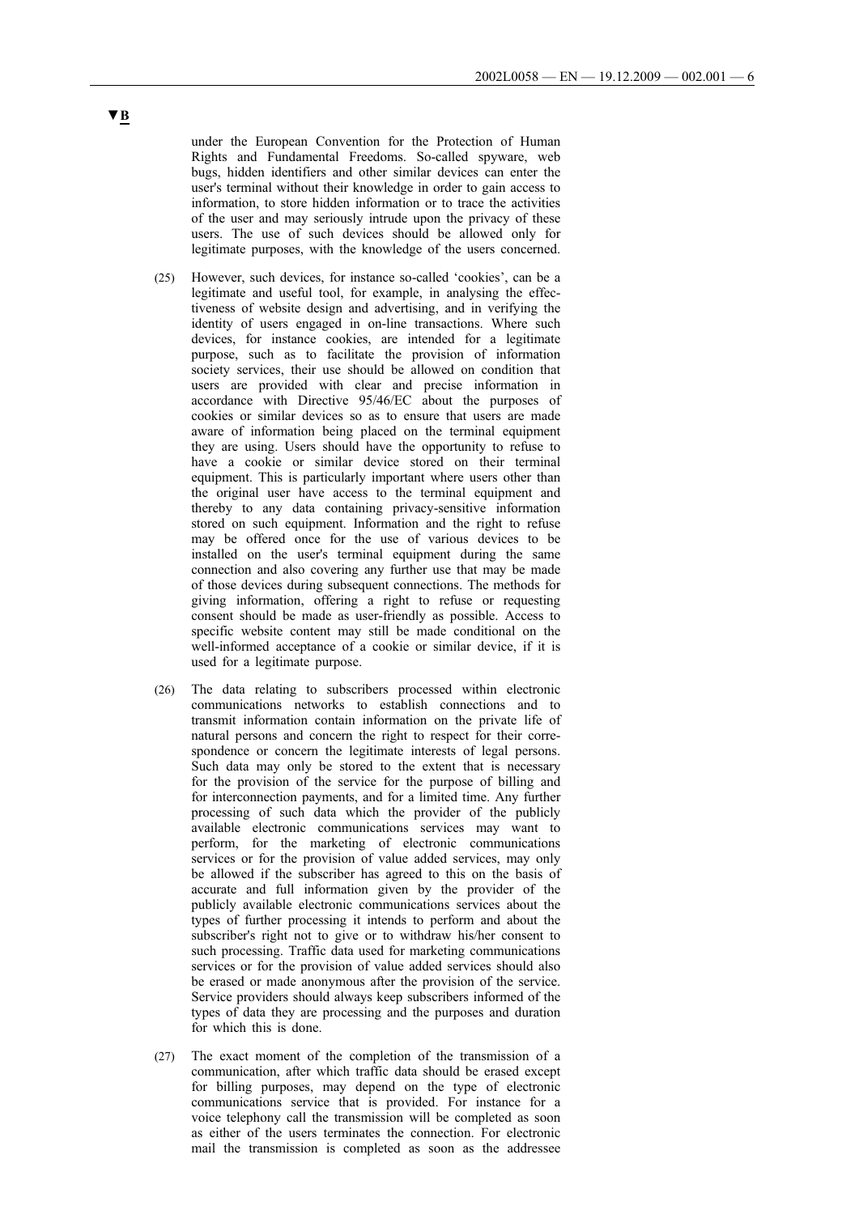▼B

under the European Convention for the Protection of Human Rights and Fundamental Freedoms. So-called spyware, web bugs, hidden identifiers and other similar devices can enter the user's terminal without their knowledge in order to gain access to information, to store hidden information or to trace the activities of the user and may seriously intrude upon the privacy of these users. The use of such devices should be allowed only for legitimate purposes, with the knowledge of the users concerned.

(25) However, such devices, for instance so-called 'cookies', can be a legitimate and useful tool, for example, in analysing the effectiveness of website design and advertising, and in verifying the identity of users engaged in on-line transactions. Where such devices, for instance cookies, are intended for a legitimate purpose, such as to facilitate the provision of information society services, their use should be allowed on condition that users are provided with clear and precise information in accordance with Directive 95/46/EC about the purposes of cookies or similar devices so as to ensure that users are made aware of information being placed on the terminal equipment they are using. Users should have the opportunity to refuse to have a cookie or similar device stored on their terminal equipment. This is particularly important where users other than the original user have access to the terminal equipment and thereby to any data containing privacy-sensitive information stored on such equipment. Information and the right to refuse may be offered once for the use of various devices to be installed on the user's terminal equipment during the same connection and also covering any further use that may be made of those devices during subsequent connections. The methods for giving information, offering a right to refuse or requesting consent should be made as user-friendly as possible. Access to specific website content may still be made conditional on the well-informed acceptance of a cookie or similar device, if it is used for a legitimate purpose.

(26) The data relating to subscribers processed within electronic communications networks to establish connections and to transmit information contain information on the private life of natural persons and concern the right to respect for their correspondence or concern the legitimate interests of legal persons. Such data may only be stored to the extent that is necessary for the provision of the service for the purpose of billing and for interconnection payments, and for a limited time. Any further processing of such data which the provider of the publicly available electronic communications services may want to perform, for the marketing of electronic communications services or for the provision of value added services, may only be allowed if the subscriber has agreed to this on the basis of accurate and full information given by the provider of the publicly available electronic communications services about the types of further processing it intends to perform and about the subscriber's right not to give or to withdraw his/her consent to such processing. Traffic data used for marketing communications services or for the provision of value added services should also be erased or made anonymous after the provision of the service. Service providers should always keep subscribers informed of the types of data they are processing and the purposes and duration for which this is done.

(27) The exact moment of the completion of the transmission of a communication, after which traffic data should be erased except for billing purposes, may depend on the type of electronic communications service that is provided. For instance for a voice telephony call the transmission will be completed as soon as either of the users terminates the connection. For electronic mail the transmission is completed as soon as the addressee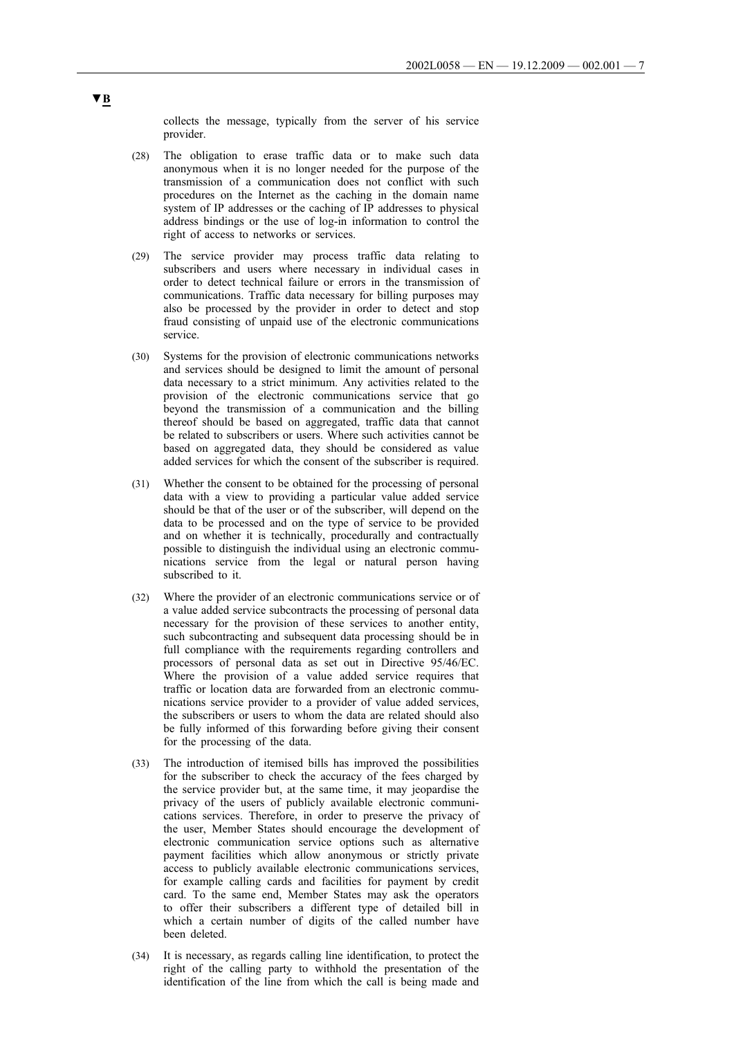▼B

collects the message, typically from the server of his service provider.

(28) The obligation to erase traffic data or to make such data anonymous when it is no longer needed for the purpose of the transmission of a communication does not conflict with such procedures on the Internet as the caching in the domain name system of IP addresses or the caching of IP addresses to physical address bindings or the use of log-in information to control the right of access to networks or services.

(29) The service provider may process traffic data relating to subscribers and users where necessary in individual cases in order to detect technical failure or errors in the transmission of communications. Traffic data necessary for billing purposes may also be processed by the provider in order to detect and stop fraud consisting of unpaid use of the electronic communications service.

(30) Systems for the provision of electronic communications networks and services should be designed to limit the amount of personal data necessary to a strict minimum. Any activities related to the provision of the electronic communications service that go beyond the transmission of a communication and the billing thereof should be based on aggregated, traffic data that cannot be related to subscribers or users. Where such activities cannot be based on aggregated data, they should be considered as value added services for which the consent of the subscriber is required.

(31) Whether the consent to be obtained for the processing of personal data with a view to providing a particular value added service should be that of the user or of the subscriber, will depend on the data to be processed and on the type of service to be provided and on whether it is technically, procedurally and contractually possible to distinguish the individual using an electronic communications service from the legal or natural person having subscribed to it.

(32) Where the provider of an electronic communications service or of a value added service subcontracts the processing of personal data necessary for the provision of these services to another entity, such subcontracting and subsequent data processing should be in full compliance with the requirements regarding controllers and processors of personal data as set out in Directive 95/46/EC. Where the provision of a value added service requires that traffic or location data are forwarded from an electronic communications service provider to a provider of value added services, the subscribers or users to whom the data are related should also be fully informed of this forwarding before giving their consent for the processing of the data.

(33) The introduction of itemised bills has improved the possibilities for the subscriber to check the accuracy of the fees charged by the service provider but, at the same time, it may jeopardise the privacy of the users of publicly available electronic communications services. Therefore, in order to preserve the privacy of the user, Member States should encourage the development of electronic communication service options such as alternative payment facilities which allow anonymous or strictly private access to publicly available electronic communications services, for example calling cards and facilities for payment by credit card. To the same end, Member States may ask the operators to offer their subscribers a different type of detailed bill in which a certain number of digits of the called number have been deleted.

(34) It is necessary, as regards calling line identification, to protect the right of the calling party to withhold the presentation of the identification of the line from which the call is being made and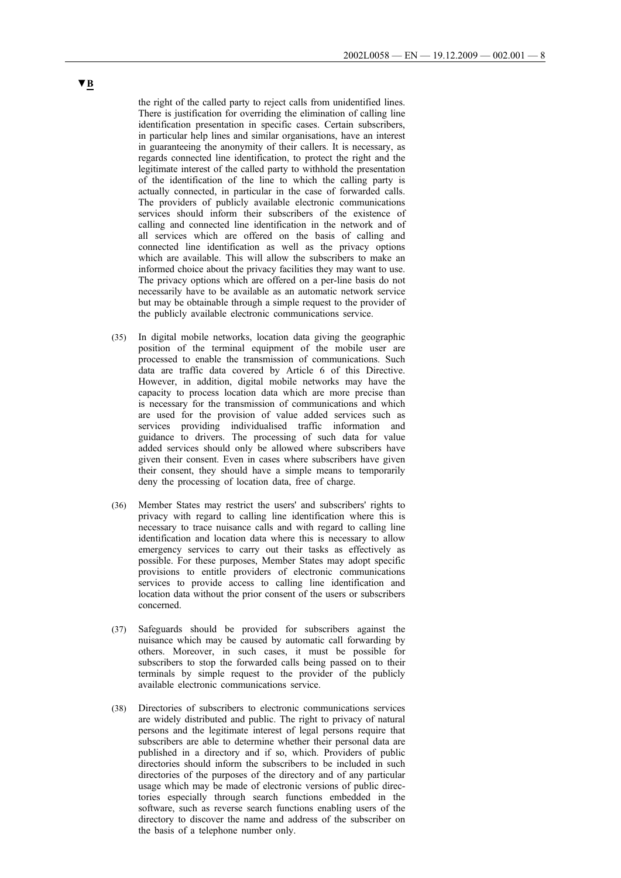▼B

the right of the called party to reject calls from unidentified lines. There is justification for overriding the elimination of calling line identification presentation in specific cases. Certain subscribers, in particular help lines and similar organisations, have an interest in guaranteeing the anonymity of their callers. It is necessary, as regards connected line identification, to protect the right and the legitimate interest of the called party to withhold the presentation of the identification of the line to which the calling party is actually connected, in particular in the case of forwarded calls. The providers of publicly available electronic communications services should inform their subscribers of the existence of calling and connected line identification in the network and of all services which are offered on the basis of calling and connected line identification as well as the privacy options which are available. This will allow the subscribers to make an informed choice about the privacy facilities they may want to use. The privacy options which are offered on a per-line basis do not necessarily have to be available as an automatic network service but may be obtainable through a simple request to the provider of the publicly available electronic communications service.

(35) In digital mobile networks, location data giving the geographic position of the terminal equipment of the mobile user are processed to enable the transmission of communications. Such data are traffic data covered by Article 6 of this Directive. However, in addition, digital mobile networks may have the capacity to process location data which are more precise than is necessary for the transmission of communications and which are used for the provision of value added services such as services providing individualised traffic information and guidance to drivers. The processing of such data for value added services should only be allowed where subscribers have given their consent. Even in cases where subscribers have given their consent, they should have a simple means to temporarily deny the processing of location data, free of charge.

(36) Member States may restrict the users' and subscribers' rights to privacy with regard to calling line identification where this is necessary to trace nuisance calls and with regard to calling line identification and location data where this is necessary to allow emergency services to carry out their tasks as effectively as possible. For these purposes, Member States may adopt specific provisions to entitle providers of electronic communications services to provide access to calling line identification and location data without the prior consent of the users or subscribers concerned.

(37) Safeguards should be provided for subscribers against the nuisance which may be caused by automatic call forwarding by others. Moreover, in such cases, it must be possible for subscribers to stop the forwarded calls being passed on to their terminals by simple request to the provider of the publicly available electronic communications service.

(38) Directories of subscribers to electronic communications services are widely distributed and public. The right to privacy of natural persons and the legitimate interest of legal persons require that subscribers are able to determine whether their personal data are published in a directory and if so, which. Providers of public directories should inform the subscribers to be included in such directories of the purposes of the directory and of any particular usage which may be made of electronic versions of public directories especially through search functions embedded in the software, such as reverse search functions enabling users of the directory to discover the name and address of the subscriber on the basis of a telephone number only.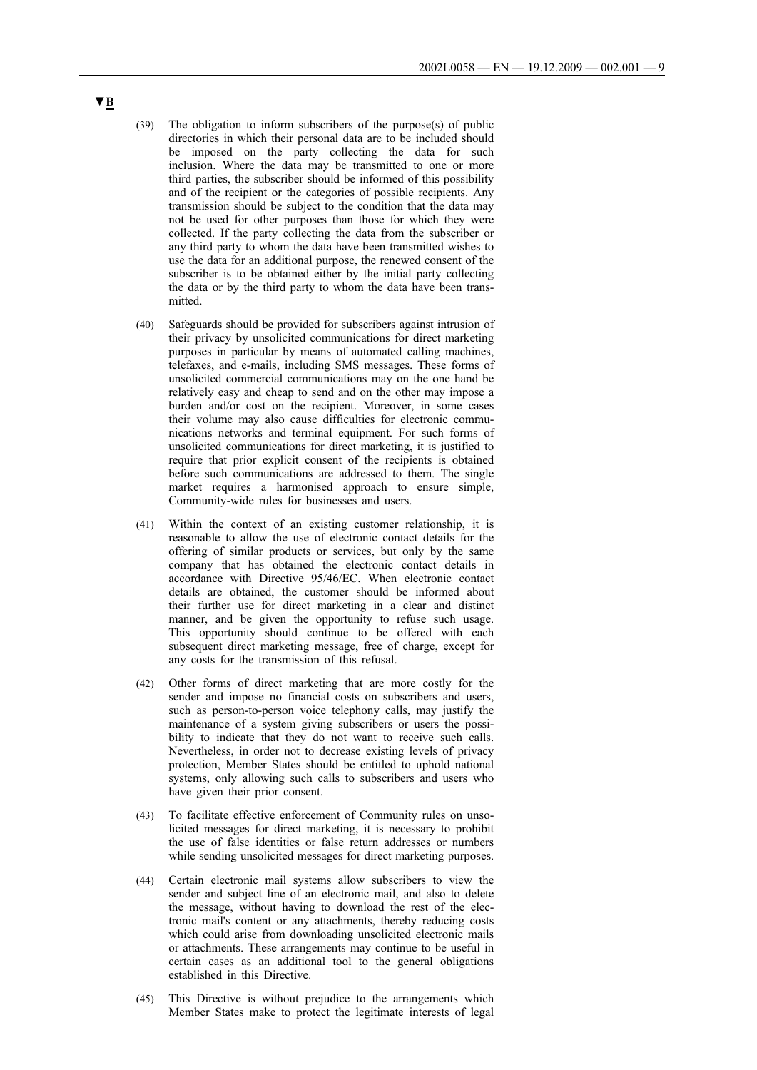▼B

(39) The obligation to inform subscribers of the purpose(s) of public directories in which their personal data are to be included should be imposed on the party collecting the data for such inclusion. Where the data may be transmitted to one or more third parties, the subscriber should be informed of this possibility and of the recipient or the categories of possible recipients. Any transmission should be subject to the condition that the data may not be used for other purposes than those for which they were collected. If the party collecting the data from the subscriber or any third party to whom the data have been transmitted wishes to use the data for an additional purpose, the renewed consent of the subscriber is to be obtained either by the initial party collecting the data or by the third party to whom the data have been transmitted.

(40) Safeguards should be provided for subscribers against intrusion of their privacy by unsolicited communications for direct marketing purposes in particular by means of automated calling machines, telefaxes, and e-mails, including SMS messages. These forms of unsolicited commercial communications may on the one hand be relatively easy and cheap to send and on the other may impose a burden and/or cost on the recipient. Moreover, in some cases their volume may also cause difficulties for electronic communications networks and terminal equipment. For such forms of unsolicited communications for direct marketing, it is justified to require that prior explicit consent of the recipients is obtained before such communications are addressed to them. The single market requires a harmonised approach to ensure simple, Community-wide rules for businesses and users.

(41) Within the context of an existing customer relationship, it is reasonable to allow the use of electronic contact details for the offering of similar products or services, but only by the same company that has obtained the electronic contact details in accordance with Directive 95/46/EC. When electronic contact details are obtained, the customer should be informed about their further use for direct marketing in a clear and distinct manner, and be given the opportunity to refuse such usage. This opportunity should continue to be offered with each subsequent direct marketing message, free of charge, except for any costs for the transmission of this refusal.

(42) Other forms of direct marketing that are more costly for the sender and impose no financial costs on subscribers and users, such as person-to-person voice telephony calls, may justify the maintenance of a system giving subscribers or users the possibility to indicate that they do not want to receive such calls. Nevertheless, in order not to decrease existing levels of privacy protection, Member States should be entitled to uphold national systems, only allowing such calls to subscribers and users who have given their prior consent.

(43) To facilitate effective enforcement of Community rules on unsolicited messages for direct marketing, it is necessary to prohibit the use of false identities or false return addresses or numbers while sending unsolicited messages for direct marketing purposes.

(44) Certain electronic mail systems allow subscribers to view the sender and subject line of an electronic mail, and also to delete the message, without having to download the rest of the electronic mail's content or any attachments, thereby reducing costs which could arise from downloading unsolicited electronic mails or attachments. These arrangements may continue to be useful in certain cases as an additional tool to the general obligations established in this Directive.

(45) This Directive is without prejudice to the arrangements which Member States make to protect the legitimate interests of legal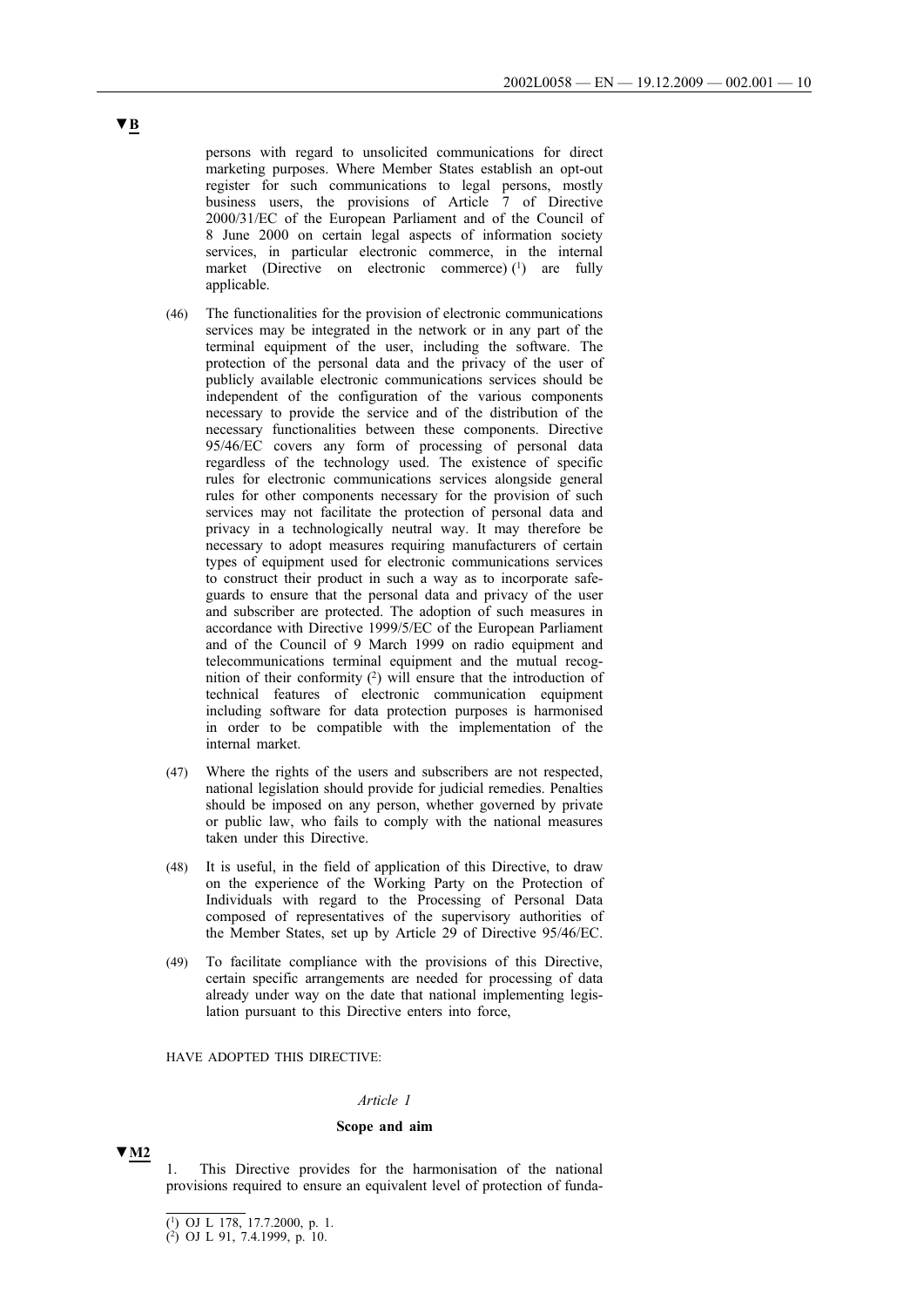▼B

persons with regard to unsolicited communications for direct marketing purposes. Where Member States establish an opt-out register for such communications to legal persons, mostly business users, the provisions of Article 7 of Directive 2000/31/EC of the European Parliament and of the Council of 8 June 2000 on certain legal aspects of information society services, in particular electronic commerce, in the internal market (Directive on electronic commerce) [1] are fully applicable.

(46) The functionalities for the provision of electronic communications services may be integrated in the network or in any part of the terminal equipment of the user, including the software. The protection of the personal data and the privacy of the user of publicly available electronic communications services should be independent of the configuration of the various components necessary to provide the service and of the distribution of the necessary functionalities between these components. Directive 95/46/EC covers any form of processing of personal data regardless of the technology used. The existence of specific rules for electronic communications services alongside general rules for other components necessary for the provision of such services may not facilitate the protection of personal data and privacy in a technologically neutral way. It may therefore be necessary to adopt measures requiring manufacturers of certain types of equipment used for electronic communications services to construct their product in such a way as to incorporate safeguards to ensure that the personal data and privacy of the user and subscriber are protected. The adoption of such measures in accordance with Directive 1999/5/EC of the European Parliament and of the Council of 9 March 1999 on radio equipment and telecommunications terminal equipment and the mutual recognition of their conformity [2] will ensure that the introduction of technical features of electronic communication equipment including software for data protection purposes is harmonised in order to be compatible with the implementation of the internal market.

(47) Where the rights of the users and subscribers are not respected, national legislation should provide for judicial remedies. Penalties should be imposed on any person, whether governed by private or public law, who fails to comply with the national measures taken under this Directive.

(48) It is useful, in the field of application of this Directive, to draw on the experience of the Working Party on the Protection of Individuals with regard to the Processing of Personal Data composed of representatives of the supervisory authorities of the Member States, set up by Article 29 of Directive 95/46/EC.

(49) To facilitate compliance with the provisions of this Directive, certain specific arrangements are needed for processing of data already under way on the date that national implementing legislation pursuant to this Directive enters into force,

HAVE ADOPTED THIS DIRECTIVE:

*Article 1*

**Scope and aim**

▼M2

1. This Directive provides for the harmonisation of the national provisions required to ensure an equivalent level of protection of funda-

---

[1] OJ L 178, 17.7.2000, p. 1.

[2] OJ L 91, 7.4.1999, p. 10.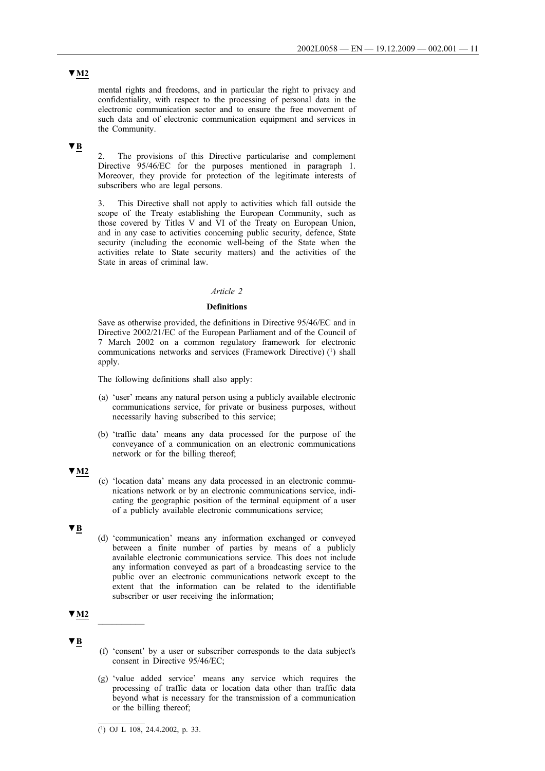▼M2

mental rights and freedoms, and in particular the right to privacy and confidentiality, with respect to the processing of personal data in the electronic communication sector and to ensure the free movement of such data and of electronic communication equipment and services in the Community.

▼B

2. The provisions of this Directive particularise and complement Directive 95/46/EC for the purposes mentioned in paragraph 1. Moreover, they provide for protection of the legitimate interests of subscribers who are legal persons.

3. This Directive shall not apply to activities which fall outside the scope of the Treaty establishing the European Community, such as those covered by Titles V and VI of the Treaty on European Union, and in any case to activities concerning public security, defence, State security (including the economic well-being of the State when the activities relate to State security matters) and the activities of the State in areas of criminal law.

*Article 2*

**Definitions**

Save as otherwise provided, the definitions in Directive 95/46/EC and in Directive 2002/21/EC of the European Parliament and of the Council of 7 March 2002 on a common regulatory framework for electronic communications networks and services (Framework Directive) [1] shall apply.

The following definitions shall also apply:

(a) 'user' means any natural person using a publicly available electronic communications service, for private or business purposes, without necessarily having subscribed to this service;

(b) 'traffic data' means any data processed for the purpose of the conveyance of a communication on an electronic communications network or for the billing thereof;

▼M2

(c) 'location data' means any data processed in an electronic communications network or by an electronic communications service, indicating the geographic position of the terminal equipment of a user of a publicly available electronic communications service;

▼B

(d) 'communication' means any information exchanged or conveyed between a finite number of parties by means of a publicly available electronic communications service. This does not include any information conveyed as part of a broadcasting service to the public over an electronic communications network except to the extent that the information can be related to the identifiable subscriber or user receiving the information;

▼M2

\_\_\_\_\_\_\_\_\_\_

▼B

(f) 'consent' by a user or subscriber corresponds to the data subject's consent in Directive 95/46/EC;

(g) 'value added service' means any service which requires the processing of traffic data or location data other than traffic data beyond what is necessary for the transmission of a communication or the billing thereof;

---

[1] OJ L 108, 24.4.2002, p. 33.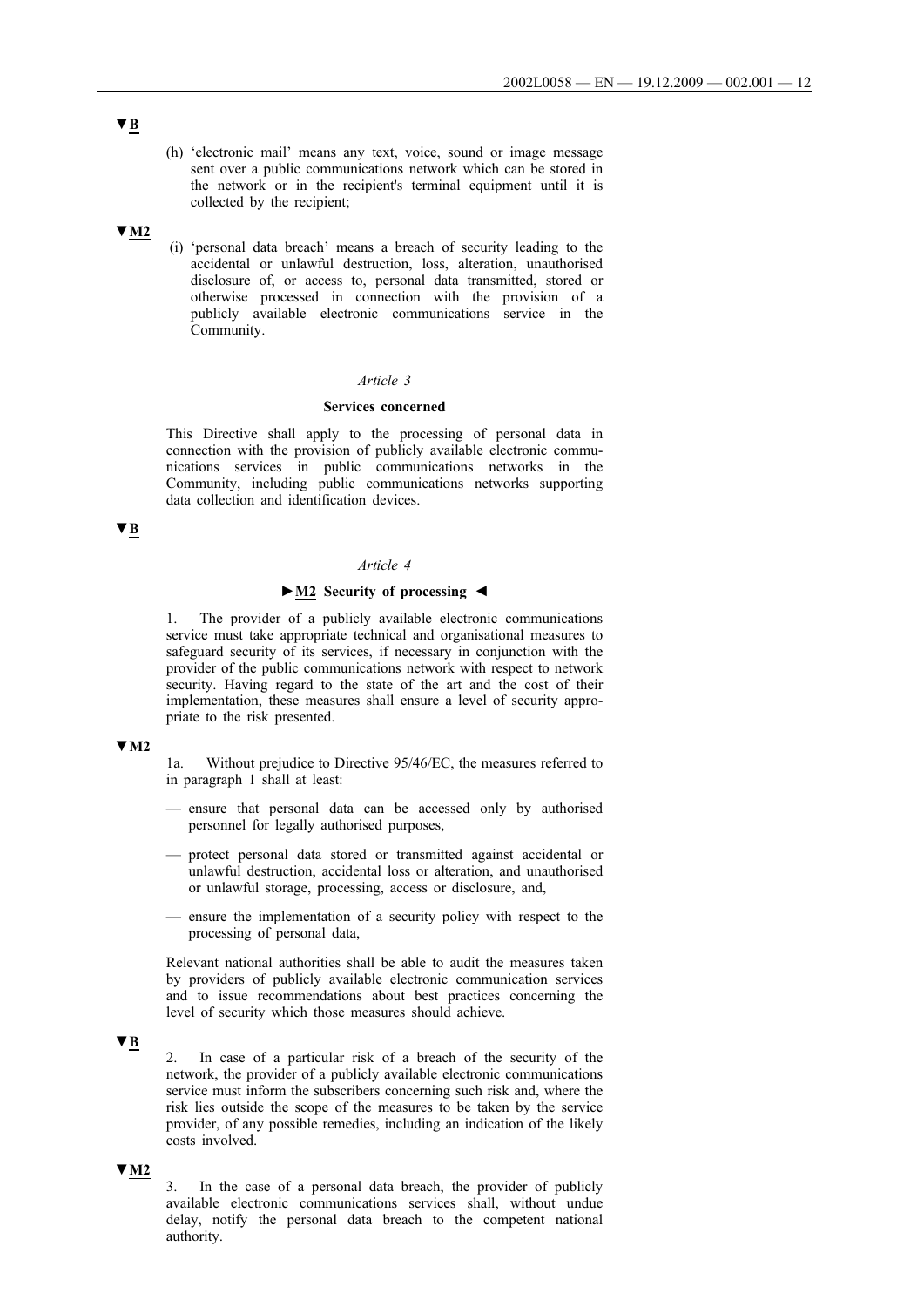▼B

(h) 'electronic mail' means any text, voice, sound or image message sent over a public communications network which can be stored in the network or in the recipient's terminal equipment until it is collected by the recipient;

▼M2

(i) 'personal data breach' means a breach of security leading to the accidental or unlawful destruction, loss, alteration, unauthorised disclosure of, or access to, personal data transmitted, stored or otherwise processed in connection with the provision of a publicly available electronic communications service in the Community.

*Article 3*

**Services concerned**

This Directive shall apply to the processing of personal data in connection with the provision of publicly available electronic communications services in public communications networks in the Community, including public communications networks supporting data collection and identification devices.

▼B

*Article 4*

**►M2 Security of processing ◄**

1. The provider of a publicly available electronic communications service must take appropriate technical and organisational measures to safeguard security of its services, if necessary in conjunction with the provider of the public communications network with respect to network security. Having regard to the state of the art and the cost of their implementation, these measures shall ensure a level of security appropriate to the risk presented.

▼M2

1a. Without prejudice to Directive 95/46/EC, the measures referred to in paragraph 1 shall at least:

— ensure that personal data can be accessed only by authorised personnel for legally authorised purposes,

— protect personal data stored or transmitted against accidental or unlawful destruction, accidental loss or alteration, and unauthorised or unlawful storage, processing, access or disclosure, and,

— ensure the implementation of a security policy with respect to the processing of personal data,

Relevant national authorities shall be able to audit the measures taken by providers of publicly available electronic communication services and to issue recommendations about best practices concerning the level of security which those measures should achieve.

▼B

2. In case of a particular risk of a breach of the security of the network, the provider of a publicly available electronic communications service must inform the subscribers concerning such risk and, where the risk lies outside the scope of the measures to be taken by the service provider, of any possible remedies, including an indication of the likely costs involved.

▼M2

3. In the case of a personal data breach, the provider of publicly available electronic communications services shall, without undue delay, notify the personal data breach to the competent national authority.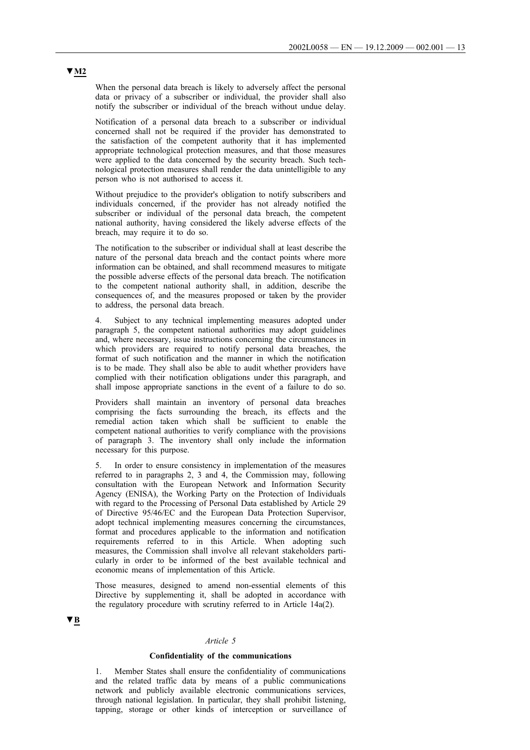▼M2

When the personal data breach is likely to adversely affect the personal data or privacy of a subscriber or individual, the provider shall also notify the subscriber or individual of the breach without undue delay.

Notification of a personal data breach to a subscriber or individual concerned shall not be required if the provider has demonstrated to the satisfaction of the competent authority that it has implemented appropriate technological protection measures, and that those measures were applied to the data concerned by the security breach. Such technological protection measures shall render the data unintelligible to any person who is not authorised to access it.

Without prejudice to the provider's obligation to notify subscribers and individuals concerned, if the provider has not already notified the subscriber or individual of the personal data breach, the competent national authority, having considered the likely adverse effects of the breach, may require it to do so.

The notification to the subscriber or individual shall at least describe the nature of the personal data breach and the contact points where more information can be obtained, and shall recommend measures to mitigate the possible adverse effects of the personal data breach. The notification to the competent national authority shall, in addition, describe the consequences of, and the measures proposed or taken by the provider to address, the personal data breach.

4. Subject to any technical implementing measures adopted under paragraph 5, the competent national authorities may adopt guidelines and, where necessary, issue instructions concerning the circumstances in which providers are required to notify personal data breaches, the format of such notification and the manner in which the notification is to be made. They shall also be able to audit whether providers have complied with their notification obligations under this paragraph, and shall impose appropriate sanctions in the event of a failure to do so.

Providers shall maintain an inventory of personal data breaches comprising the facts surrounding the breach, its effects and the remedial action taken which shall be sufficient to enable the competent national authorities to verify compliance with the provisions of paragraph 3. The inventory shall only include the information necessary for this purpose.

5. In order to ensure consistency in implementation of the measures referred to in paragraphs 2, 3 and 4, the Commission may, following consultation with the European Network and Information Security Agency (ENISA), the Working Party on the Protection of Individuals with regard to the Processing of Personal Data established by Article 29 of Directive 95/46/EC and the European Data Protection Supervisor, adopt technical implementing measures concerning the circumstances, format and procedures applicable to the information and notification requirements referred to in this Article. When adopting such measures, the Commission shall involve all relevant stakeholders particularly in order to be informed of the best available technical and economic means of implementation of this Article.

Those measures, designed to amend non-essential elements of this Directive by supplementing it, shall be adopted in accordance with the regulatory procedure with scrutiny referred to in Article 14a(2).

▼B

*Article 5*

**Confidentiality of the communications**

1. Member States shall ensure the confidentiality of communications and the related traffic data by means of a public communications network and publicly available electronic communications services, through national legislation. In particular, they shall prohibit listening, tapping, storage or other kinds of interception or surveillance of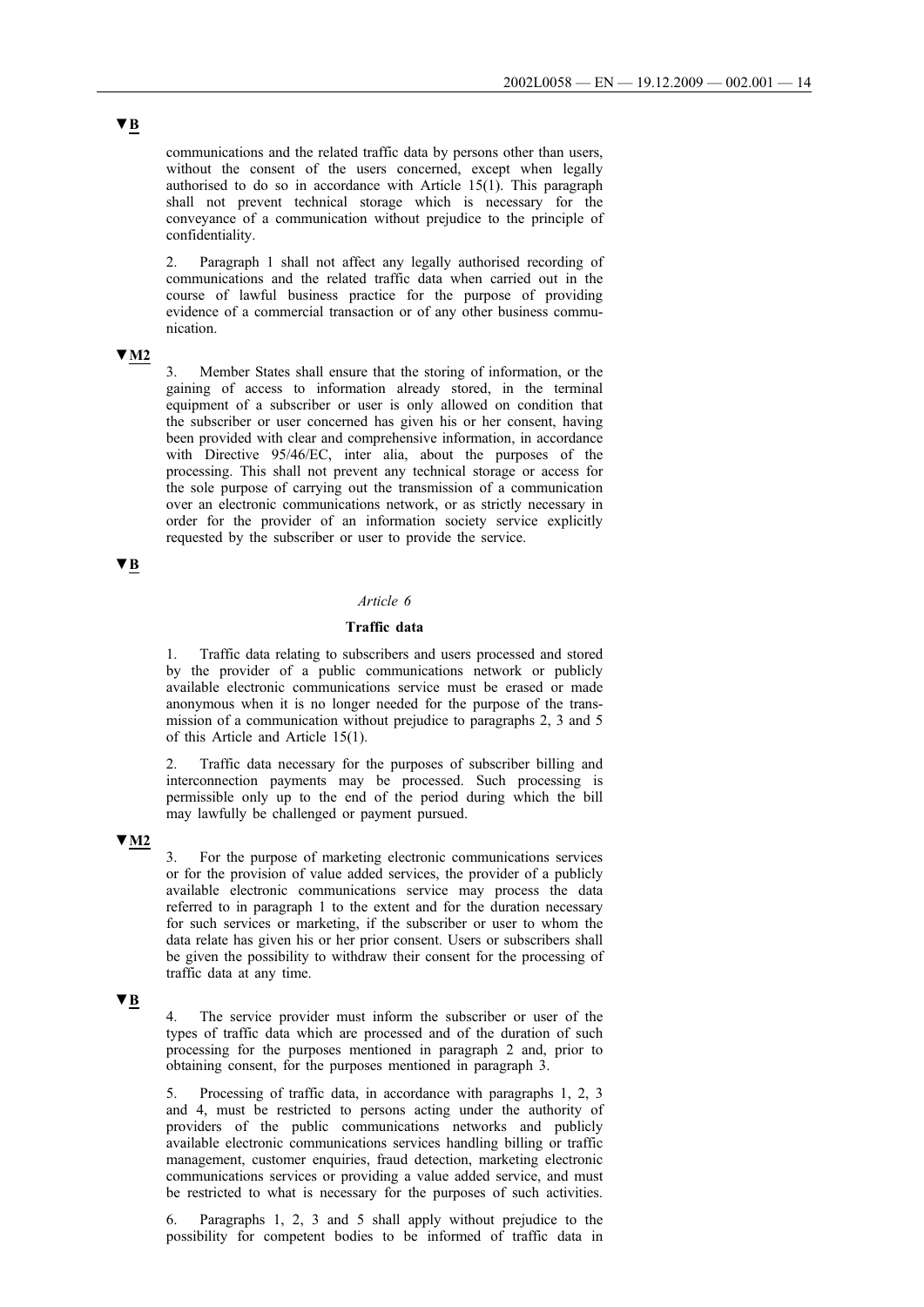▼B

communications and the related traffic data by persons other than users, without the consent of the users concerned, except when legally authorised to do so in accordance with Article 15(1). This paragraph shall not prevent technical storage which is necessary for the conveyance of a communication without prejudice to the principle of confidentiality.

2. Paragraph 1 shall not affect any legally authorised recording of communications and the related traffic data when carried out in the course of lawful business practice for the purpose of providing evidence of a commercial transaction or of any other business communication.

▼M2

3. Member States shall ensure that the storing of information, or the gaining of access to information already stored, in the terminal equipment of a subscriber or user is only allowed on condition that the subscriber or user concerned has given his or her consent, having been provided with clear and comprehensive information, in accordance with Directive 95/46/EC, inter alia, about the purposes of the processing. This shall not prevent any technical storage or access for the sole purpose of carrying out the transmission of a communication over an electronic communications network, or as strictly necessary in order for the provider of an information society service explicitly requested by the subscriber or user to provide the service.

▼B

*Article 6*

**Traffic data**

1. Traffic data relating to subscribers and users processed and stored by the provider of a public communications network or publicly available electronic communications service must be erased or made anonymous when it is no longer needed for the purpose of the transmission of a communication without prejudice to paragraphs 2, 3 and 5 of this Article and Article 15(1).

2. Traffic data necessary for the purposes of subscriber billing and interconnection payments may be processed. Such processing is permissible only up to the end of the period during which the bill may lawfully be challenged or payment pursued.

▼M2

3. For the purpose of marketing electronic communications services or for the provision of value added services, the provider of a publicly available electronic communications service may process the data referred to in paragraph 1 to the extent and for the duration necessary for such services or marketing, if the subscriber or user to whom the data relate has given his or her prior consent. Users or subscribers shall be given the possibility to withdraw their consent for the processing of traffic data at any time.

▼B

4. The service provider must inform the subscriber or user of the types of traffic data which are processed and of the duration of such processing for the purposes mentioned in paragraph 2 and, prior to obtaining consent, for the purposes mentioned in paragraph 3.

5. Processing of traffic data, in accordance with paragraphs 1, 2, 3 and 4, must be restricted to persons acting under the authority of providers of the public communications networks and publicly available electronic communications services handling billing or traffic management, customer enquiries, fraud detection, marketing electronic communications services or providing a value added service, and must be restricted to what is necessary for the purposes of such activities.

6. Paragraphs 1, 2, 3 and 5 shall apply without prejudice to the possibility for competent bodies to be informed of traffic data in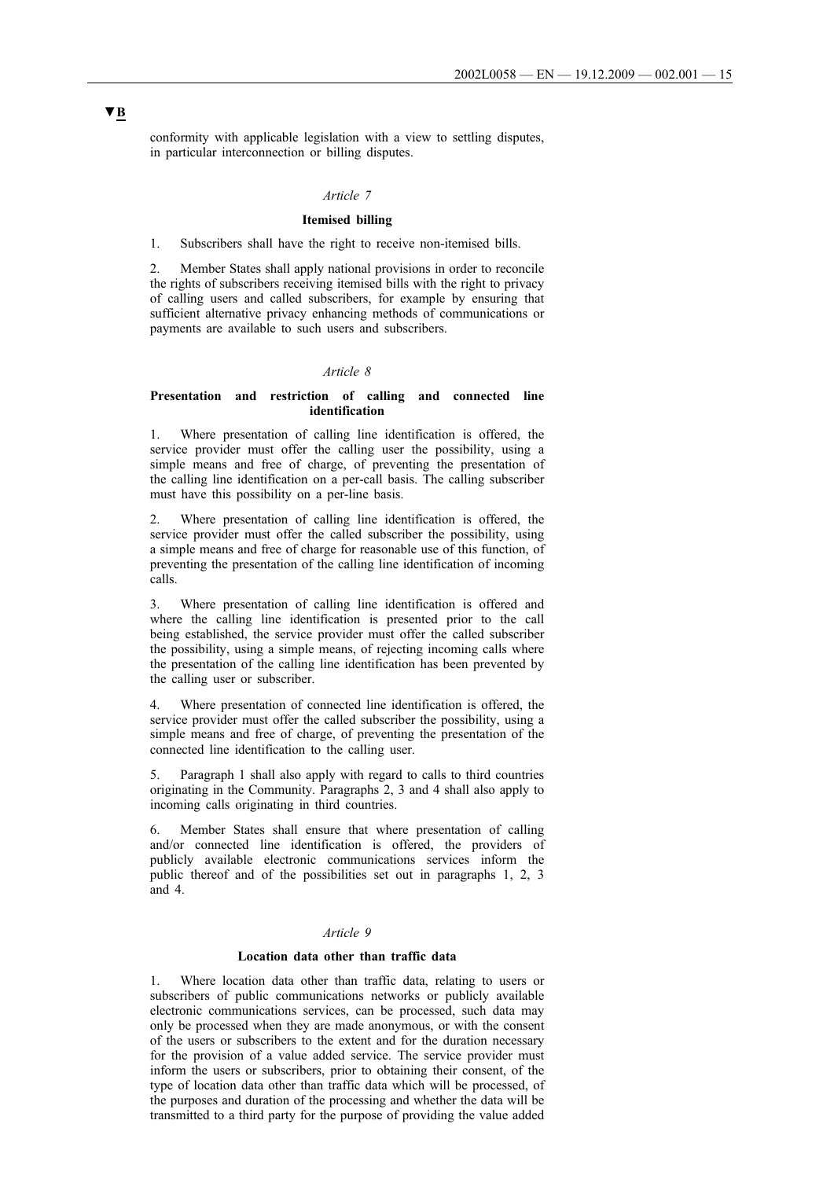▼B

conformity with applicable legislation with a view to settling disputes, in particular interconnection or billing disputes.

*Article 7*

**Itemised billing**

1. Subscribers shall have the right to receive non-itemised bills.

2. Member States shall apply national provisions in order to reconcile the rights of subscribers receiving itemised bills with the right to privacy of calling users and called subscribers, for example by ensuring that sufficient alternative privacy enhancing methods of communications or payments are available to such users and subscribers.

*Article 8*

**Presentation and restriction of calling and connected line identification**

1. Where presentation of calling line identification is offered, the service provider must offer the calling user the possibility, using a simple means and free of charge, of preventing the presentation of the calling line identification on a per-call basis. The calling subscriber must have this possibility on a per-line basis.

2. Where presentation of calling line identification is offered, the service provider must offer the called subscriber the possibility, using a simple means and free of charge for reasonable use of this function, of preventing the presentation of the calling line identification of incoming calls.

3. Where presentation of calling line identification is offered and where the calling line identification is presented prior to the call being established, the service provider must offer the called subscriber the possibility, using a simple means, of rejecting incoming calls where the presentation of the calling line identification has been prevented by the calling user or subscriber.

4. Where presentation of connected line identification is offered, the service provider must offer the called subscriber the possibility, using a simple means and free of charge, of preventing the presentation of the connected line identification to the calling user.

5. Paragraph 1 shall also apply with regard to calls to third countries originating in the Community. Paragraphs 2, 3 and 4 shall also apply to incoming calls originating in third countries.

6. Member States shall ensure that where presentation of calling and/or connected line identification is offered, the providers of publicly available electronic communications services inform the public thereof and of the possibilities set out in paragraphs 1, 2, 3 and 4.

*Article 9*

**Location data other than traffic data**

1. Where location data other than traffic data, relating to users or subscribers of public communications networks or publicly available electronic communications services, can be processed, such data may only be processed when they are made anonymous, or with the consent of the users or subscribers to the extent and for the duration necessary for the provision of a value added service. The service provider must inform the users or subscribers, prior to obtaining their consent, of the type of location data other than traffic data which will be processed, of the purposes and duration of the processing and whether the data will be transmitted to a third party for the purpose of providing the value added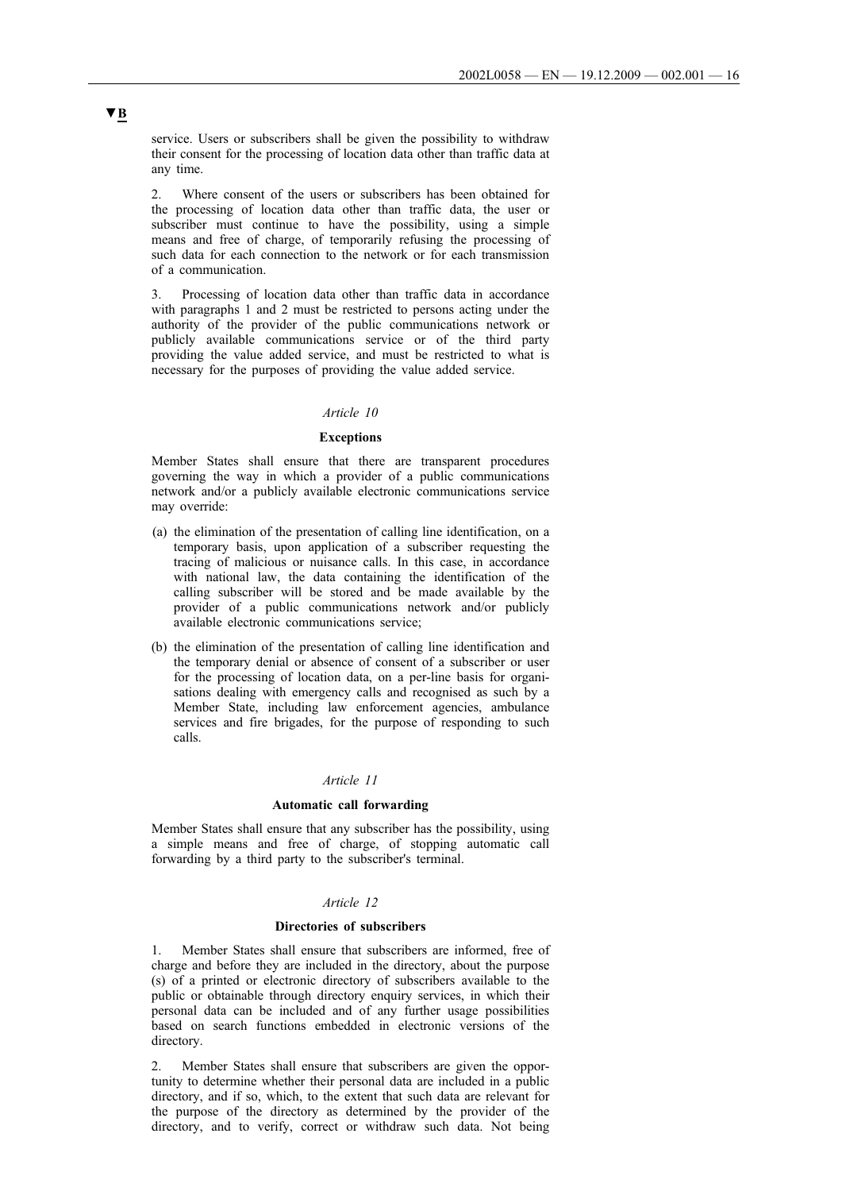▼B

service. Users or subscribers shall be given the possibility to withdraw their consent for the processing of location data other than traffic data at any time.

2. Where consent of the users or subscribers has been obtained for the processing of location data other than traffic data, the user or subscriber must continue to have the possibility, using a simple means and free of charge, of temporarily refusing the processing of such data for each connection to the network or for each transmission of a communication.

3. Processing of location data other than traffic data in accordance with paragraphs 1 and 2 must be restricted to persons acting under the authority of the provider of the public communications network or publicly available communications service or of the third party providing the value added service, and must be restricted to what is necessary for the purposes of providing the value added service.

*Article 10*

**Exceptions**

Member States shall ensure that there are transparent procedures governing the way in which a provider of a public communications network and/or a publicly available electronic communications service may override:

(a) the elimination of the presentation of calling line identification, on a temporary basis, upon application of a subscriber requesting the tracing of malicious or nuisance calls. In this case, in accordance with national law, the data containing the identification of the calling subscriber will be stored and be made available by the provider of a public communications network and/or publicly available electronic communications service;

(b) the elimination of the presentation of calling line identification and the temporary denial or absence of consent of a subscriber or user for the processing of location data, on a per-line basis for organisations dealing with emergency calls and recognised as such by a Member State, including law enforcement agencies, ambulance services and fire brigades, for the purpose of responding to such calls.

*Article 11*

**Automatic call forwarding**

Member States shall ensure that any subscriber has the possibility, using a simple means and free of charge, of stopping automatic call forwarding by a third party to the subscriber's terminal.

*Article 12*

**Directories of subscribers**

1. Member States shall ensure that subscribers are informed, free of charge and before they are included in the directory, about the purpose (s) of a printed or electronic directory of subscribers available to the public or obtainable through directory enquiry services, in which their personal data can be included and of any further usage possibilities based on search functions embedded in electronic versions of the directory.

2. Member States shall ensure that subscribers are given the opportunity to determine whether their personal data are included in a public directory, and if so, which, to the extent that such data are relevant for the purpose of the directory as determined by the provider of the directory, and to verify, correct or withdraw such data. Not being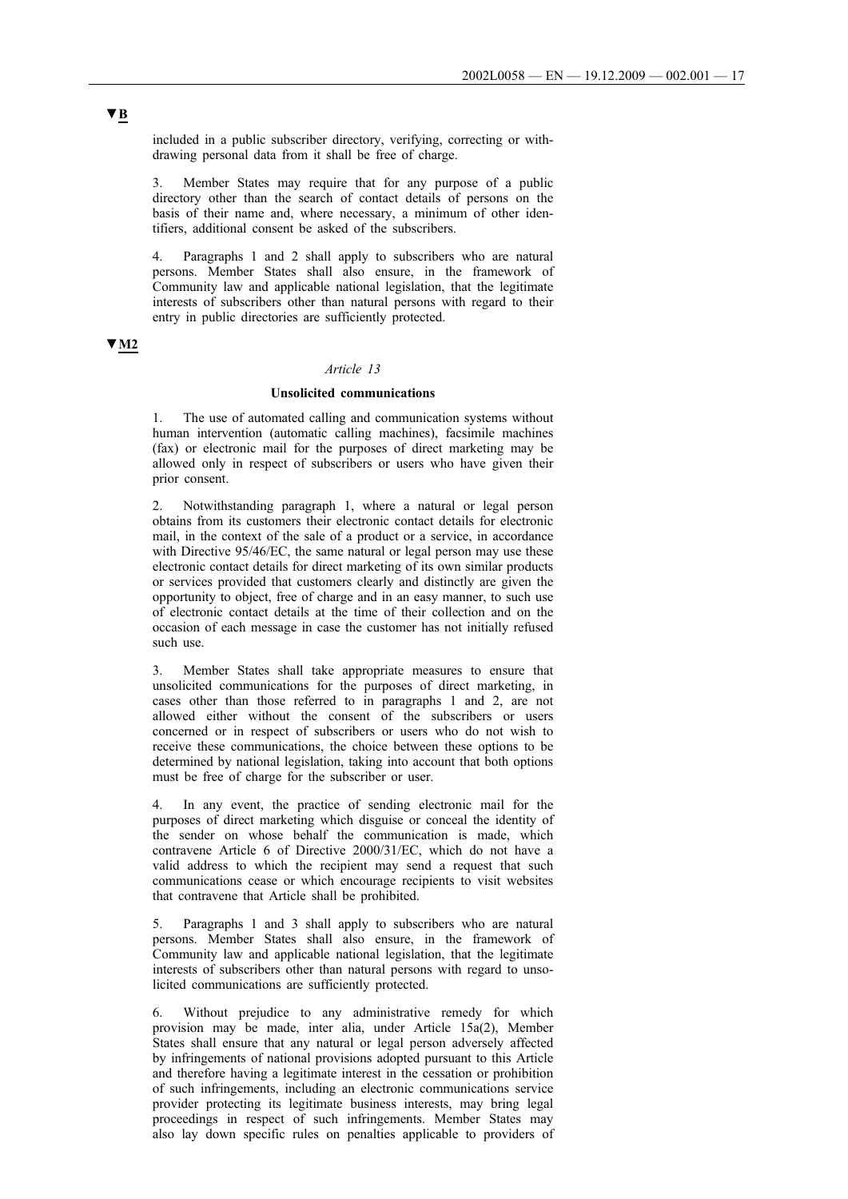▼B

included in a public subscriber directory, verifying, correcting or withdrawing personal data from it shall be free of charge.

3. Member States may require that for any purpose of a public directory other than the search of contact details of persons on the basis of their name and, where necessary, a minimum of other identifiers, additional consent be asked of the subscribers.

4. Paragraphs 1 and 2 shall apply to subscribers who are natural persons. Member States shall also ensure, in the framework of Community law and applicable national legislation, that the legitimate interests of subscribers other than natural persons with regard to their entry in public directories are sufficiently protected.

▼M2

*Article 13*

**Unsolicited communications**

1. The use of automated calling and communication systems without human intervention (automatic calling machines), facsimile machines (fax) or electronic mail for the purposes of direct marketing may be allowed only in respect of subscribers or users who have given their prior consent.

2. Notwithstanding paragraph 1, where a natural or legal person obtains from its customers their electronic contact details for electronic mail, in the context of the sale of a product or a service, in accordance with Directive 95/46/EC, the same natural or legal person may use these electronic contact details for direct marketing of its own similar products or services provided that customers clearly and distinctly are given the opportunity to object, free of charge and in an easy manner, to such use of electronic contact details at the time of their collection and on the occasion of each message in case the customer has not initially refused such use.

3. Member States shall take appropriate measures to ensure that unsolicited communications for the purposes of direct marketing, in cases other than those referred to in paragraphs 1 and 2, are not allowed either without the consent of the subscribers or users concerned or in respect of subscribers or users who do not wish to receive these communications, the choice between these options to be determined by national legislation, taking into account that both options must be free of charge for the subscriber or user.

4. In any event, the practice of sending electronic mail for the purposes of direct marketing which disguise or conceal the identity of the sender on whose behalf the communication is made, which contravene Article 6 of Directive 2000/31/EC, which do not have a valid address to which the recipient may send a request that such communications cease or which encourage recipients to visit websites that contravene that Article shall be prohibited.

5. Paragraphs 1 and 3 shall apply to subscribers who are natural persons. Member States shall also ensure, in the framework of Community law and applicable national legislation, that the legitimate interests of subscribers other than natural persons with regard to unsolicited communications are sufficiently protected.

6. Without prejudice to any administrative remedy for which provision may be made, inter alia, under Article 15a(2), Member States shall ensure that any natural or legal person adversely affected by infringements of national provisions adopted pursuant to this Article and therefore having a legitimate interest in the cessation or prohibition of such infringements, including an electronic communications service provider protecting its legitimate business interests, may bring legal proceedings in respect of such infringements. Member States may also lay down specific rules on penalties applicable to providers of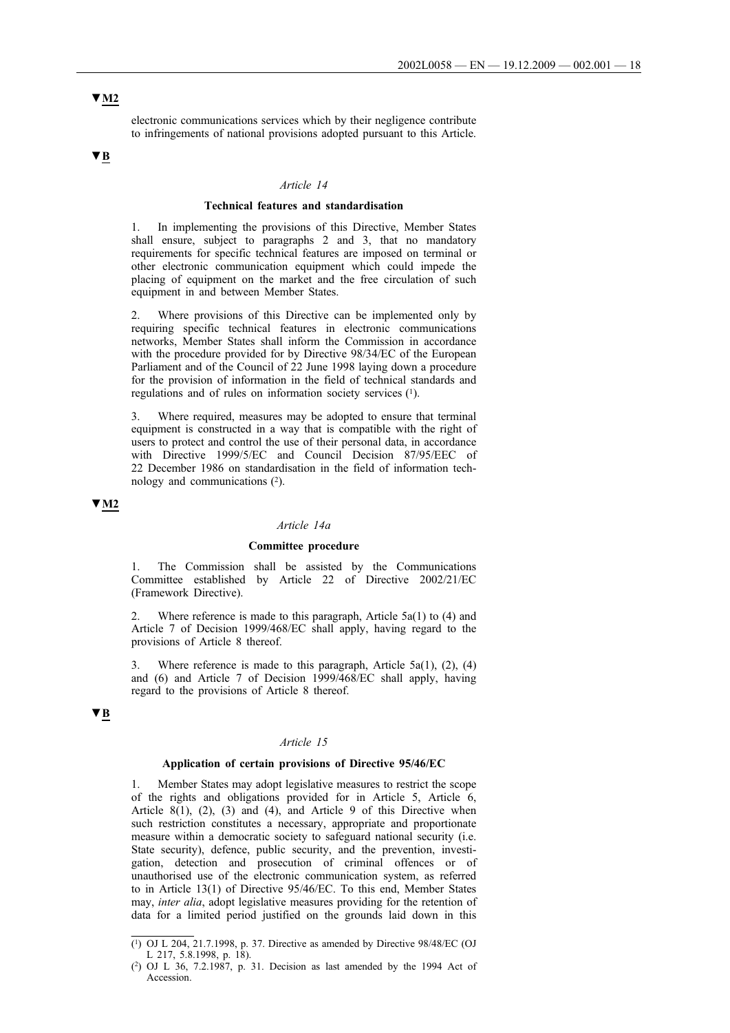▼M2

electronic communications services which by their negligence contribute to infringements of national provisions adopted pursuant to this Article.

▼B

*Article 14*

**Technical features and standardisation**

1. In implementing the provisions of this Directive, Member States shall ensure, subject to paragraphs 2 and 3, that no mandatory requirements for specific technical features are imposed on terminal or other electronic communication equipment which could impede the placing of equipment on the market and the free circulation of such equipment in and between Member States.

2. Where provisions of this Directive can be implemented only by requiring specific technical features in electronic communications networks, Member States shall inform the Commission in accordance with the procedure provided for by Directive 98/34/EC of the European Parliament and of the Council of 22 June 1998 laying down a procedure for the provision of information in the field of technical standards and regulations and of rules on information society services [1].

3. Where required, measures may be adopted to ensure that terminal equipment is constructed in a way that is compatible with the right of users to protect and control the use of their personal data, in accordance with Directive 1999/5/EC and Council Decision 87/95/EEC of 22 December 1986 on standardisation in the field of information technology and communications [2].

▼M2

*Article 14a*

**Committee procedure**

1. The Commission shall be assisted by the Communications Committee established by Article 22 of Directive 2002/21/EC (Framework Directive).

2. Where reference is made to this paragraph, Article 5a(1) to (4) and Article 7 of Decision 1999/468/EC shall apply, having regard to the provisions of Article 8 thereof.

3. Where reference is made to this paragraph, Article 5a(1), (2), (4) and (6) and Article 7 of Decision 1999/468/EC shall apply, having regard to the provisions of Article 8 thereof.

▼B

*Article 15*

**Application of certain provisions of Directive 95/46/EC**

1. Member States may adopt legislative measures to restrict the scope of the rights and obligations provided for in Article 5, Article 6, Article 8(1), (2), (3) and (4), and Article 9 of this Directive when such restriction constitutes a necessary, appropriate and proportionate measure within a democratic society to safeguard national security (i.e. State security), defence, public security, and the prevention, investigation, detection and prosecution of criminal offences or of unauthorised use of the electronic communication system, as referred to in Article 13(1) of Directive 95/46/EC. To this end, Member States may, *inter alia*, adopt legislative measures providing for the retention of data for a limited period justified on the grounds laid down in this

---

[1] OJ L 204, 21.7.1998, p. 37. Directive as amended by Directive 98/48/EC (OJ L 217, 5.8.1998, p. 18).

[2] OJ L 36, 7.2.1987, p. 31. Decision as last amended by the 1994 Act of Accession.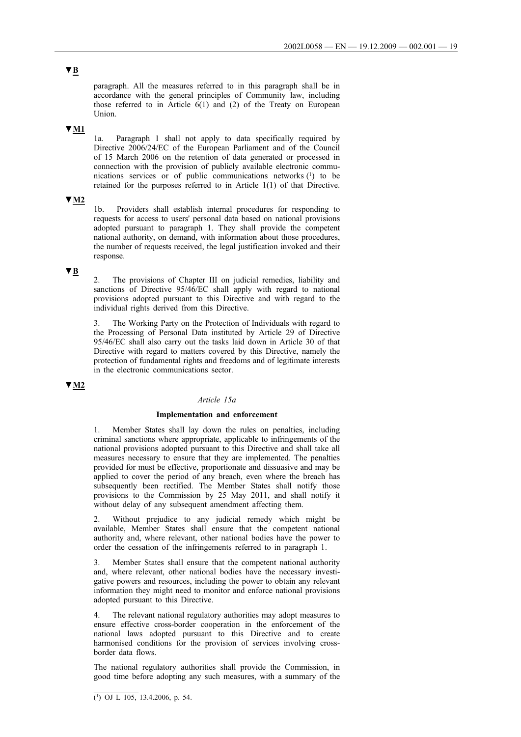▼B

paragraph. All the measures referred to in this paragraph shall be in accordance with the general principles of Community law, including those referred to in Article 6(1) and (2) of the Treaty on European Union.

▼M1

1a. Paragraph 1 shall not apply to data specifically required by Directive 2006/24/EC of the European Parliament and of the Council of 15 March 2006 on the retention of data generated or processed in connection with the provision of publicly available electronic communications services or of public communications networks [1] to be retained for the purposes referred to in Article 1(1) of that Directive.

▼M2

1b. Providers shall establish internal procedures for responding to requests for access to users' personal data based on national provisions adopted pursuant to paragraph 1. They shall provide the competent national authority, on demand, with information about those procedures, the number of requests received, the legal justification invoked and their response.

▼B

2. The provisions of Chapter III on judicial remedies, liability and sanctions of Directive 95/46/EC shall apply with regard to national provisions adopted pursuant to this Directive and with regard to the individual rights derived from this Directive.

3. The Working Party on the Protection of Individuals with regard to the Processing of Personal Data instituted by Article 29 of Directive 95/46/EC shall also carry out the tasks laid down in Article 30 of that Directive with regard to matters covered by this Directive, namely the protection of fundamental rights and freedoms and of legitimate interests in the electronic communications sector.

▼M2

*Article 15a*

**Implementation and enforcement**

1. Member States shall lay down the rules on penalties, including criminal sanctions where appropriate, applicable to infringements of the national provisions adopted pursuant to this Directive and shall take all measures necessary to ensure that they are implemented. The penalties provided for must be effective, proportionate and dissuasive and may be applied to cover the period of any breach, even where the breach has subsequently been rectified. The Member States shall notify those provisions to the Commission by 25 May 2011, and shall notify it without delay of any subsequent amendment affecting them.

2. Without prejudice to any judicial remedy which might be available, Member States shall ensure that the competent national authority and, where relevant, other national bodies have the power to order the cessation of the infringements referred to in paragraph 1.

3. Member States shall ensure that the competent national authority and, where relevant, other national bodies have the necessary investigative powers and resources, including the power to obtain any relevant information they might need to monitor and enforce national provisions adopted pursuant to this Directive.

4. The relevant national regulatory authorities may adopt measures to ensure effective cross-border cooperation in the enforcement of the national laws adopted pursuant to this Directive and to create harmonised conditions for the provision of services involving cross-border data flows.

The national regulatory authorities shall provide the Commission, in good time before adopting any such measures, with a summary of the

---

[1] OJ L 105, 13.4.2006, p. 54.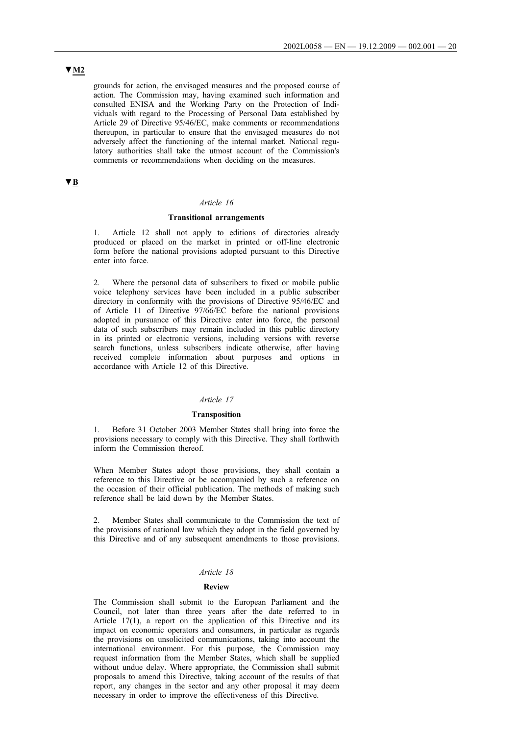▼M2

grounds for action, the envisaged measures and the proposed course of action. The Commission may, having examined such information and consulted ENISA and the Working Party on the Protection of Individuals with regard to the Processing of Personal Data established by Article 29 of Directive 95/46/EC, make comments or recommendations thereupon, in particular to ensure that the envisaged measures do not adversely affect the functioning of the internal market. National regulatory authorities shall take the utmost account of the Commission's comments or recommendations when deciding on the measures.

▼B

*Article 16*

**Transitional arrangements**

1. Article 12 shall not apply to editions of directories already produced or placed on the market in printed or off-line electronic form before the national provisions adopted pursuant to this Directive enter into force.

2. Where the personal data of subscribers to fixed or mobile public voice telephony services have been included in a public subscriber directory in conformity with the provisions of Directive 95/46/EC and of Article 11 of Directive 97/66/EC before the national provisions adopted in pursuance of this Directive enter into force, the personal data of such subscribers may remain included in this public directory in its printed or electronic versions, including versions with reverse search functions, unless subscribers indicate otherwise, after having received complete information about purposes and options in accordance with Article 12 of this Directive.

*Article 17*

**Transposition**

1. Before 31 October 2003 Member States shall bring into force the provisions necessary to comply with this Directive. They shall forthwith inform the Commission thereof.

When Member States adopt those provisions, they shall contain a reference to this Directive or be accompanied by such a reference on the occasion of their official publication. The methods of making such reference shall be laid down by the Member States.

2. Member States shall communicate to the Commission the text of the provisions of national law which they adopt in the field governed by this Directive and of any subsequent amendments to those provisions.

*Article 18*

**Review**

The Commission shall submit to the European Parliament and the Council, not later than three years after the date referred to in Article 17(1), a report on the application of this Directive and its impact on economic operators and consumers, in particular as regards the provisions on unsolicited communications, taking into account the international environment. For this purpose, the Commission may request information from the Member States, which shall be supplied without undue delay. Where appropriate, the Commission shall submit proposals to amend this Directive, taking account of the results of that report, any changes in the sector and any other proposal it may deem necessary in order to improve the effectiveness of this Directive.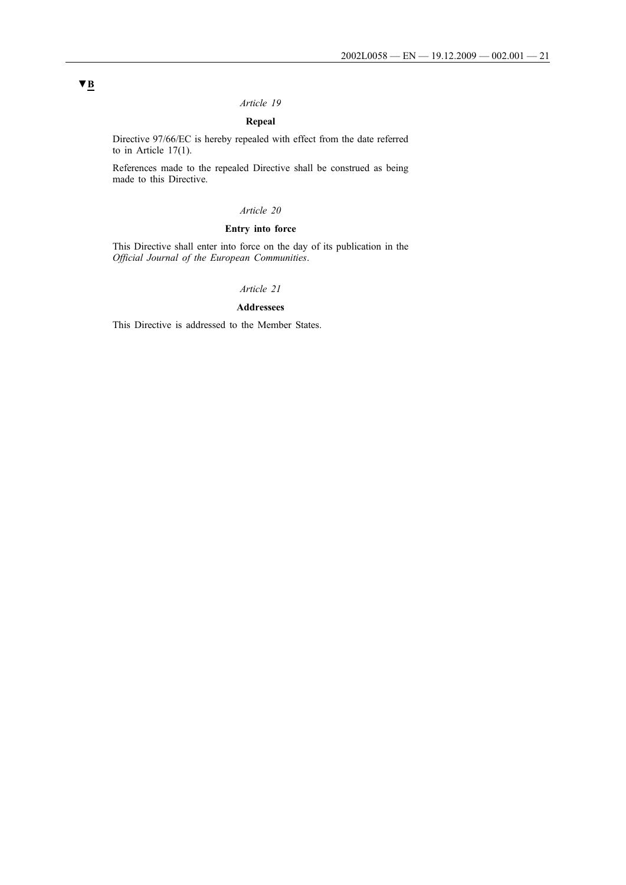▼B

*Article 19*

**Repeal**

Directive 97/66/EC is hereby repealed with effect from the date referred to in Article 17(1).

References made to the repealed Directive shall be construed as being made to this Directive.

*Article 20*

**Entry into force**

This Directive shall enter into force on the day of its publication in the *Official Journal of the European Communities*.

*Article 21*

**Addressees**

This Directive is addressed to the Member States.